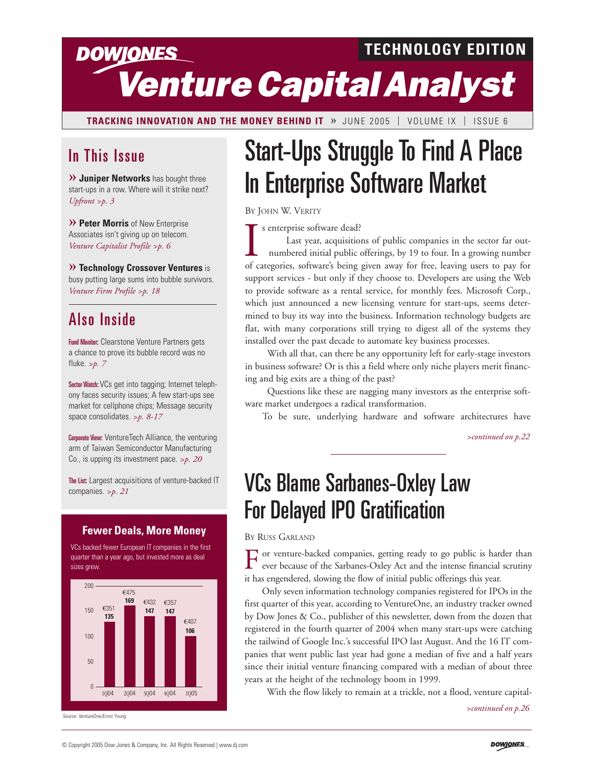# Dow Jones Venture Capital Analyst

**TECHNOLOGY EDITION**

**TRACKING INNOVATION AND THE MONEY BEHIND IT** » JUNE 2005 | VOLUME IX | ISSUE 6

## In This Issue

» **Juniper Networks** has bought three start-ups in a row. Where will it strike next? *Upfront >p. 3*

» **Peter Morris** of New Enterprise Associates isn't giving up on telecom. *Venture Capitalist Profile >p. 6*

» **Technology Crossover Ventures** is busy putting large sums into bubble survivors. *Venture Firm Profile >p. 18*

## Also Inside

**Fund Monitor:** Clearstone Venture Partners gets a chance to prove its bubble record was no fluke. *>p. 7*

**Sector Watch:** VCs get into tagging; Internet telephony faces security issues; A few start-ups see market for cellphone chips; Message security space consolidates. *>p. 8-17*

**Corporate View:** VentureTech Alliance, the venturing arm of Taiwan Semiconductor Manufacturing Co., is upping its investment pace. *>p. 20*

**The List:** Largest acquisitions of venture-backed IT companies. *>p. 21*

### Fewer Deals, More Money

VCs backed fewer European IT companies in the first quarter than a year ago, but invested more as deal sizes grew.

| Quarter | Deals | Amount |
|---|---|---|
| 1Q04 | 135 | €351 |
| 2Q04 | 169 | €475 |
| 3Q04 | 147 | €432 |
| 4Q04 | 147 | €357 |
| 1Q05 | 106 | €407 |

Source: VentureOne/Ernst Young

# Start-Ups Struggle To Find A Place In Enterprise Software Market

BY JOHN W. VERITY

Is enterprise software dead?

Last year, acquisitions of public companies in the sector far outnumbered initial public offerings, by 19 to four. In a growing number of categories, software's being given away for free, leaving users to pay for support services - but only if they choose to. Developers are using the Web to provide software as a rental service, for monthly fees. Microsoft Corp., which just announced a new licensing venture for start-ups, seems determined to buy its way into the business. Information technology budgets are flat, with many corporations still trying to digest all of the systems they installed over the past decade to automate key business processes.

With all that, can there be any opportunity left for early-stage investors in business software? Or is this a field where only niche players merit financing and big exits are a thing of the past?

Questions like these are nagging many investors as the enterprise software market undergoes a radical transformation.

To be sure, underlying hardware and software architectures have

*>continued on p.22*

# VCs Blame Sarbanes-Oxley Law For Delayed IPO Gratification

BY RUSS GARLAND

For venture-backed companies, getting ready to go public is harder than ever because of the Sarbanes-Oxley Act and the intense financial scrutiny it has engendered, slowing the flow of initial public offerings this year.

Only seven information technology companies registered for IPOs in the first quarter of this year, according to VentureOne, an industry tracker owned by Dow Jones & Co., publisher of this newsletter, down from the dozen that registered in the fourth quarter of 2004 when many start-ups were catching the tailwind of Google Inc.'s successful IPO last August. And the 16 IT companies that went public last year had gone a median of five and a half years since their initial venture financing compared with a median of about three years at the height of the technology boom in 1999.

With the flow likely to remain at a trickle, not a flood, venture capital-

*>continued on p.26*

© Copyright 2005 Dow Jones & Company, Inc. All Rights Reserved | www.dj.com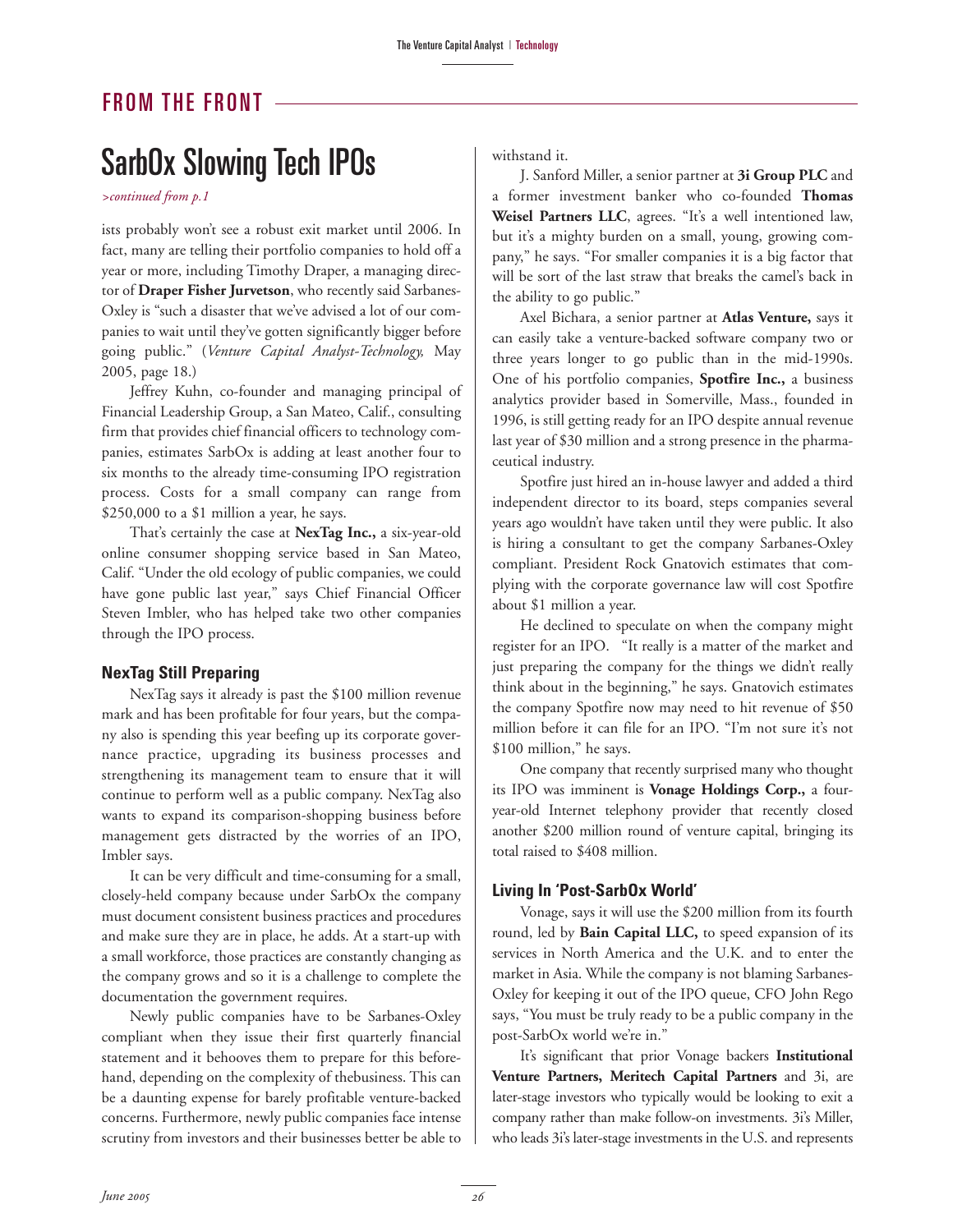## FROM THE FRONT

# SarbOx Slowing Tech IPOs

*>continued from p.1*

ists probably won't see a robust exit market until 2006. In fact, many are telling their portfolio companies to hold off a year or more, including Timothy Draper, a managing director of **Draper Fisher Jurvetson**, who recently said Sarbanes-Oxley is "such a disaster that we've advised a lot of our companies to wait until they've gotten significantly bigger before going public." (*Venture Capital Analyst-Technology,* May 2005, page 18.)

Jeffrey Kuhn, co-founder and managing principal of Financial Leadership Group, a San Mateo, Calif., consulting firm that provides chief financial officers to technology companies, estimates SarbOx is adding at least another four to six months to the already time-consuming IPO registration process. Costs for a small company can range from $250,000 to a $1 million a year, he says.

That's certainly the case at **NexTag Inc.,** a six-year-old online consumer shopping service based in San Mateo, Calif. "Under the old ecology of public companies, we could have gone public last year," says Chief Financial Officer Steven Imbler, who has helped take two other companies through the IPO process.

### NexTag Still Preparing

NexTag says it already is past the $100 million revenue mark and has been profitable for four years, but the company also is spending this year beefing up its corporate governance practice, upgrading its business processes and strengthening its management team to ensure that it will continue to perform well as a public company. NexTag also wants to expand its comparison-shopping business before management gets distracted by the worries of an IPO, Imbler says.

It can be very difficult and time-consuming for a small, closely-held company because under SarbOx the company must document consistent business practices and procedures and make sure they are in place, he adds. At a start-up with a small workforce, those practices are constantly changing as the company grows and so it is a challenge to complete the documentation the government requires.

Newly public companies have to be Sarbanes-Oxley compliant when they issue their first quarterly financial statement and it behooves them to prepare for this beforehand, depending on the complexity of thebusiness. This can be a daunting expense for barely profitable venture-backed concerns. Furthermore, newly public companies face intense scrutiny from investors and their businesses better be able to withstand it.

J. Sanford Miller, a senior partner at **3i Group PLC** and a former investment banker who co-founded **Thomas Weisel Partners LLC**, agrees. "It's a well intentioned law, but it's a mighty burden on a small, young, growing company," he says. "For smaller companies it is a big factor that will be sort of the last straw that breaks the camel's back in the ability to go public."

Axel Bichara, a senior partner at **Atlas Venture,** says it can easily take a venture-backed software company two or three years longer to go public than in the mid-1990s. One of his portfolio companies, **Spotfire Inc.,** a business analytics provider based in Somerville, Mass., founded in 1996, is still getting ready for an IPO despite annual revenue last year of $30 million and a strong presence in the pharmaceutical industry.

Spotfire just hired an in-house lawyer and added a third independent director to its board, steps companies several years ago wouldn't have taken until they were public. It also is hiring a consultant to get the company Sarbanes-Oxley compliant. President Rock Gnatovich estimates that complying with the corporate governance law will cost Spotfire about $1 million a year.

He declined to speculate on when the company might register for an IPO. "It really is a matter of the market and just preparing the company for the things we didn't really think about in the beginning," he says. Gnatovich estimates the company Spotfire now may need to hit revenue of $50 million before it can file for an IPO. "I'm not sure it's not $100 million," he says.

One company that recently surprised many who thought its IPO was imminent is **Vonage Holdings Corp.,** a four-year-old Internet telephony provider that recently closed another $200 million round of venture capital, bringing its total raised to $408 million.

### Living In 'Post-SarbOx World'

Vonage, says it will use the $200 million from its fourth round, led by **Bain Capital LLC,** to speed expansion of its services in North America and the U.K. and to enter the market in Asia. While the company is not blaming Sarbanes-Oxley for keeping it out of the IPO queue, CFO John Rego says, "You must be truly ready to be a public company in the post-SarbOx world we're in."

It's significant that prior Vonage backers **Institutional Venture Partners, Meritech Capital Partners** and 3i, are later-stage investors who typically would be looking to exit a company rather than make follow-on investments. 3i's Miller, who leads 3i's later-stage investments in the U.S. and represents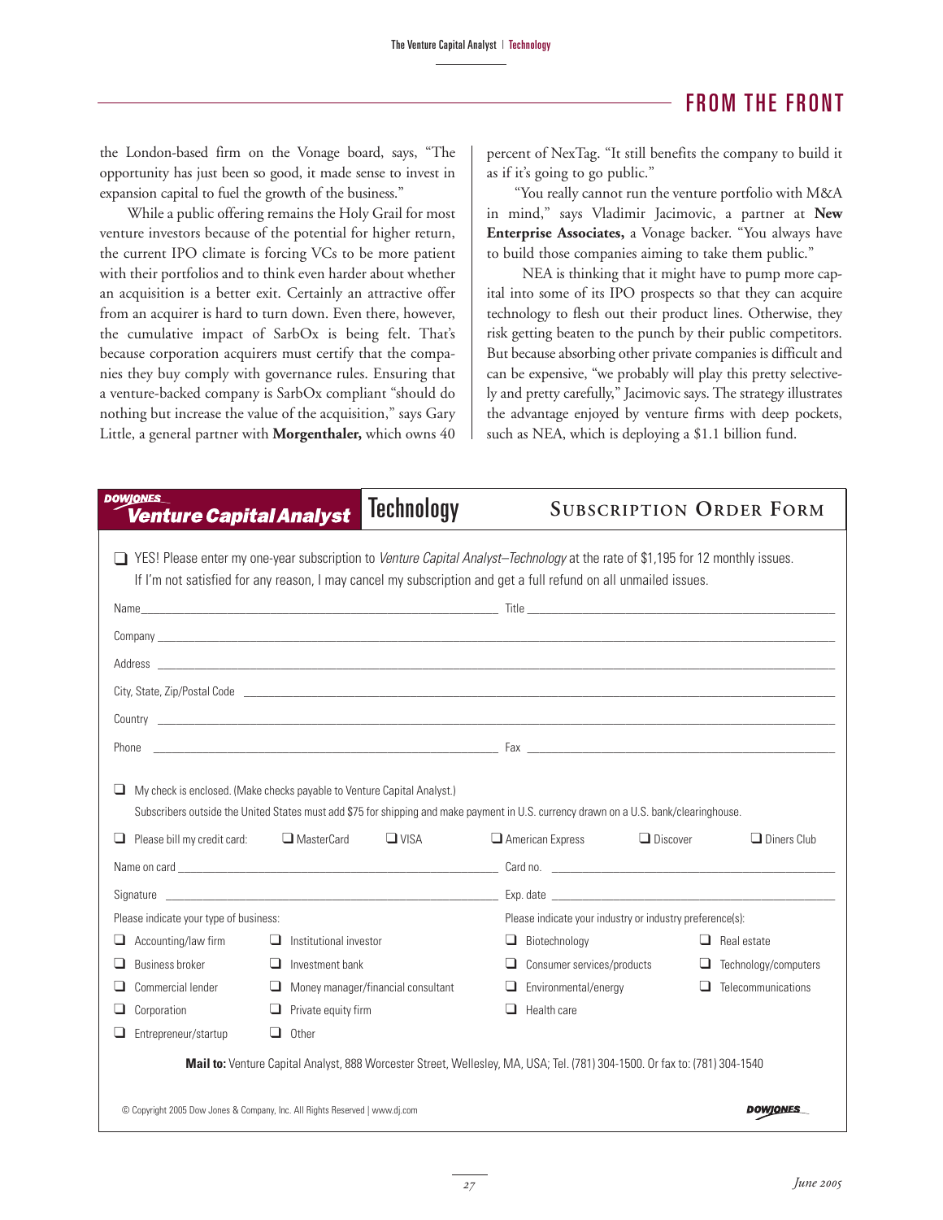## FROM THE FRONT

the London-based firm on the Vonage board, says, "The opportunity has just been so good, it made sense to invest in expansion capital to fuel the growth of the business."

While a public offering remains the Holy Grail for most venture investors because of the potential for higher return, the current IPO climate is forcing VCs to be more patient with their portfolios and to think even harder about whether an acquisition is a better exit. Certainly an attractive offer from an acquirer is hard to turn down. Even there, however, the cumulative impact of SarbOx is being felt. That's because corporation acquirers must certify that the companies they buy comply with governance rules. Ensuring that a venture-backed company is SarbOx compliant "should do nothing but increase the value of the acquisition," says Gary Little, a general partner with **Morgenthaler,** which owns 40 percent of NexTag. "It still benefits the company to build it as if it's going to go public."

"You really cannot run the venture portfolio with M&A in mind," says Vladimir Jacimovic, a partner at **New Enterprise Associates,** a Vonage backer. "You always have to build those companies aiming to take them public."

NEA is thinking that it might have to pump more capital into some of its IPO prospects so that they can acquire technology to flesh out their product lines. Otherwise, they risk getting beaten to the punch by their public competitors. But because absorbing other private companies is difficult and can be expensive, "we probably will play this pretty selectively and pretty carefully," Jacimovic says. The strategy illustrates the advantage enjoyed by venture firms with deep pockets, such as NEA, which is deploying a $1.1 billion fund.

---

**DOW JONES Venture Capital Analyst | Technology — SUBSCRIPTION ORDER FORM**

❑ YES! Please enter my one-year subscription to *Venture Capital Analyst–Technology* at the rate of $1,195 for 12 monthly issues. If I'm not satisfied for any reason, I may cancel my subscription and get a full refund on all unmailed issues.

Name ____________________ Title ____________________

Company ____________________

Address ____________________

City, State, Zip/Postal Code ____________________

Country ____________________

Phone ____________________ Fax ____________________

❑ My check is enclosed. (Make checks payable to Venture Capital Analyst.)
Subscribers outside the United States must add $75 for shipping and make payment in U.S. currency drawn on a U.S. bank/clearinghouse.

❑ Please bill my credit card: ❑ MasterCard ❑ VISA ❑ American Express ❑ Discover ❑ Diners Club

Name on card ____________________ Card no. ____________________

Signature ____________________ Exp. date ____________________

Please indicate your type of business:

❑ Accounting/law firm
❑ Business broker
❑ Commercial lender
❑ Corporation
❑ Entrepreneur/startup
❑ Institutional investor
❑ Investment bank
❑ Money manager/financial consultant
❑ Private equity firm
❑ Other

Please indicate your industry or industry preference(s):

❑ Biotechnology
❑ Consumer services/products
❑ Environmental/energy
❑ Health care
❑ Real estate
❑ Technology/computers
❑ Telecommunications

**Mail to:** Venture Capital Analyst, 888 Worcester Street, Wellesley, MA, USA; Tel. (781) 304-1500. Or fax to: (781) 304-1540

© Copyright 2005 Dow Jones & Company, Inc. All Rights Reserved | www.dj.com